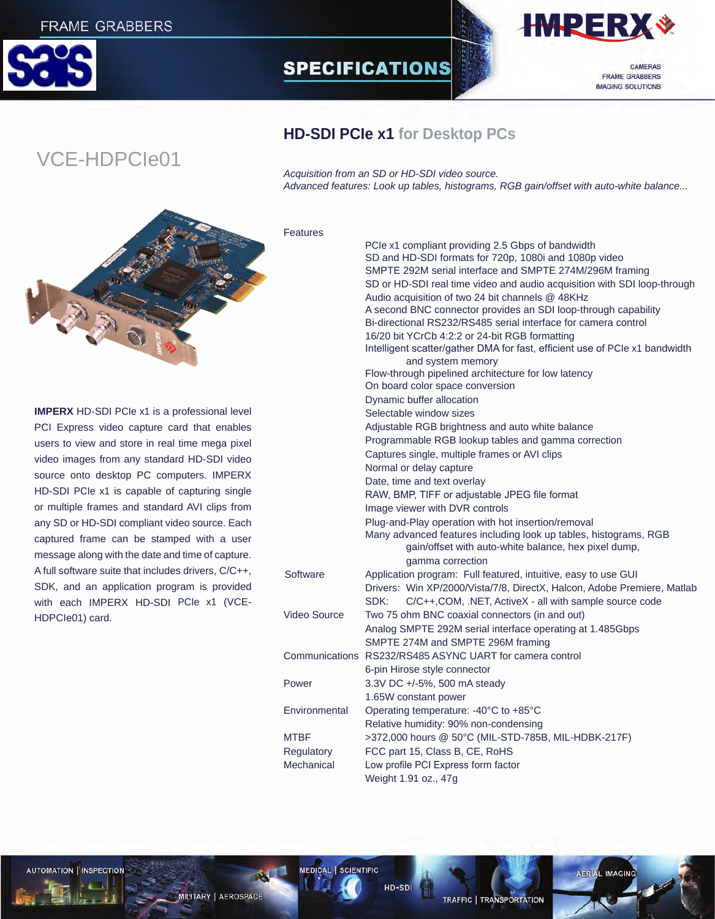FRAME GRABBERS

# SPECIFICATIONS

IMPERX

CAMERAS
FRAME GRABBERS
IMAGING SOLUTIONS

## HD-SDI PCIe x1 for Desktop PCs

# VCE-HDPCIe01

*Acquisition from an SD or HD-SDI video source.*
*Advanced features: Look up tables, histograms, RGB gain/offset with auto-white balance...*

**IMPERX** HD-SDI PCIe x1 is a professional level PCI Express video capture card that enables users to view and store in real time mega pixel video images from any standard HD-SDI video source onto desktop PC computers. IMPERX HD-SDI PCIe x1 is capable of capturing single or multiple frames and standard AVI clips from any SD or HD-SDI compliant video source. Each captured frame can be stamped with a user message along with the date and time of capture. A full software suite that includes drivers, C/C++, SDK, and an application program is provided with each IMPERX HD-SDI PCIe x1 (VCE-HDPCIe01) card.

| | |
|---|---|
| Features | PCIe x1 compliant providing 2.5 Gbps of bandwidth<br>SD and HD-SDI formats for 720p, 1080i and 1080p video<br>SMPTE 292M serial interface and SMPTE 274M/296M framing<br>SD or HD-SDI real time video and audio acquisition with SDI loop-through<br>Audio acquisition of two 24 bit channels @ 48KHz<br>A second BNC connector provides an SDI loop-through capability<br>Bi-directional RS232/RS485 serial interface for camera control<br>16/20 bit YCrCb 4:2:2 or 24-bit RGB formatting<br>Intelligent scatter/gather DMA for fast, efficient use of PCIe x1 bandwidth and system memory<br>Flow-through pipelined architecture for low latency<br>On board color space conversion<br>Dynamic buffer allocation<br>Selectable window sizes<br>Adjustable RGB brightness and auto white balance<br>Programmable RGB lookup tables and gamma correction<br>Captures single, multiple frames or AVI clips<br>Normal or delay capture<br>Date, time and text overlay<br>RAW, BMP, TIFF or adjustable JPEG file format<br>Image viewer with DVR controls<br>Plug-and-Play operation with hot insertion/removal<br>Many advanced features including look up tables, histograms, RGB gain/offset with auto-white balance, hex pixel dump, gamma correction |
| Software | Application program: Full featured, intuitive, easy to use GUI<br>Drivers: Win XP/2000/Vista/7/8, DirectX, Halcon, Adobe Premiere, Matlab<br>SDK: C/C++,COM, .NET, ActiveX - all with sample source code |
| Video Source | Two 75 ohm BNC coaxial connectors (in and out)<br>Analog SMPTE 292M serial interface operating at 1.485Gbps<br>SMPTE 274M and SMPTE 296M framing |
| Communications | RS232/RS485 ASYNC UART for camera control<br>6-pin Hirose style connector |
| Power | 3.3V DC +/-5%, 500 mA steady<br>1.65W constant power |
| Environmental | Operating temperature: -40°C to +85°C<br>Relative humidity: 90% non-condensing |
| MTBF | >372,000 hours @ 50°C (MIL-STD-785B, MIL-HDBK-217F) |
| Regulatory | FCC part 15, Class B, CE, RoHS |
| Mechanical | Low profile PCI Express form factor<br>Weight 1.91 oz., 47g |

AUTOMATION | INSPECTION MILITARY | AEROSPACE MEDICAL | SCIENTIFIC HD-SDI TRAFFIC | TRANSPORTATION AERIAL IMAGING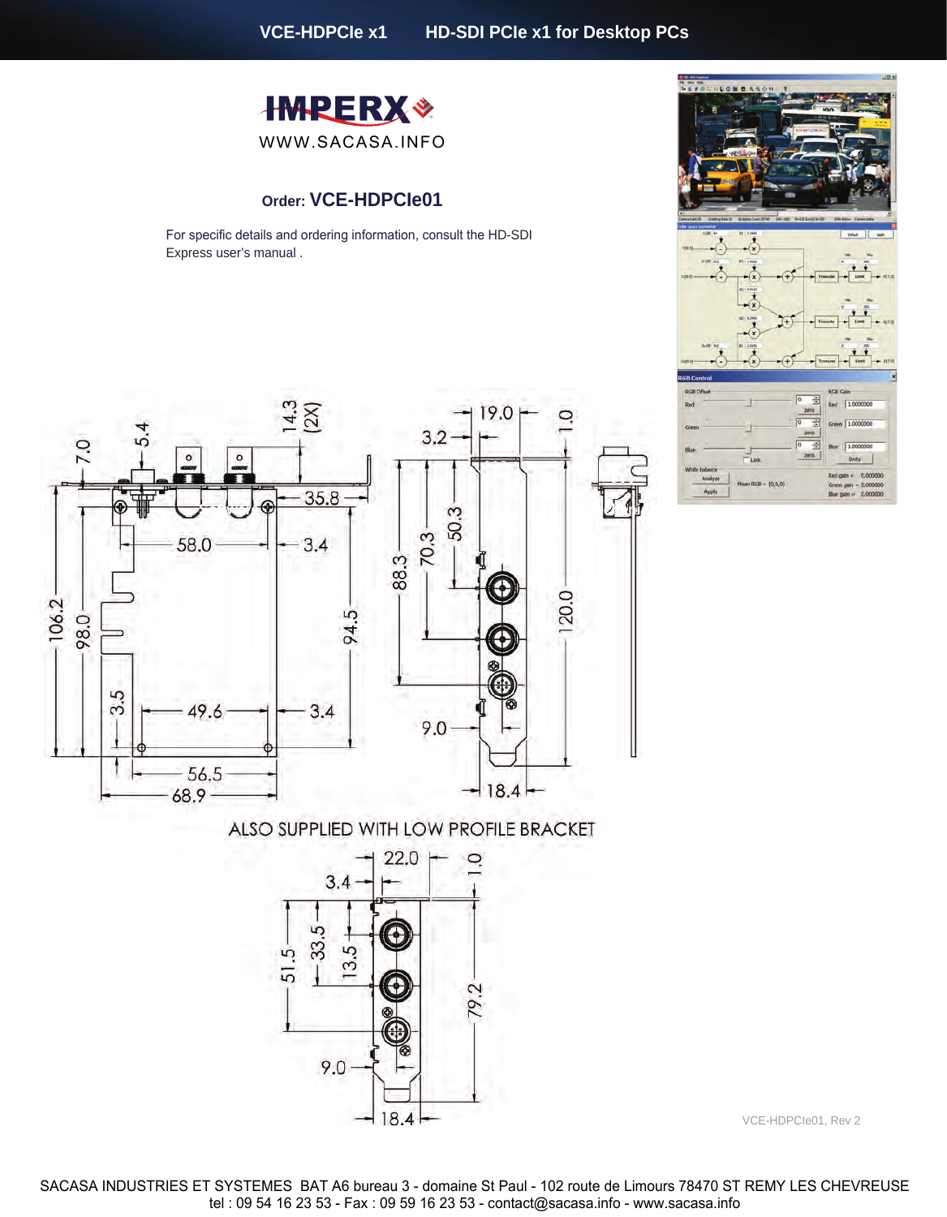IMPERX

WWW.SACASA.INFO

**Order: VCE-HDPCIe01**

For specific details and ordering information, consult the HD-SDI Express user's manual .

7.0
5.4
14.3 (2X)
35.8
58.0
3.4
106.2
98.0
94.5
3.5
49.6
3.4
56.5
68.9

19.0
1.0
3.2
50.3
70.3
88.3
120.0
9.0
18.4

ALSO SUPPLIED WITH LOW PROFILE BRACKET

22.0
1.0
3.4
51.5
33.5
13.5
79.2
9.0
18.4

VCE-HDPCIe01, Rev 2

SACASA INDUSTRIES ET SYSTEMES BAT A6 bureau 3 - domaine St Paul - 102 route de Limours 78470 ST REMY LES CHEVREUSE
tel : 09 54 16 23 53 - Fax : 09 59 16 23 53 - contact@sacasa.info - www.sacasa.info